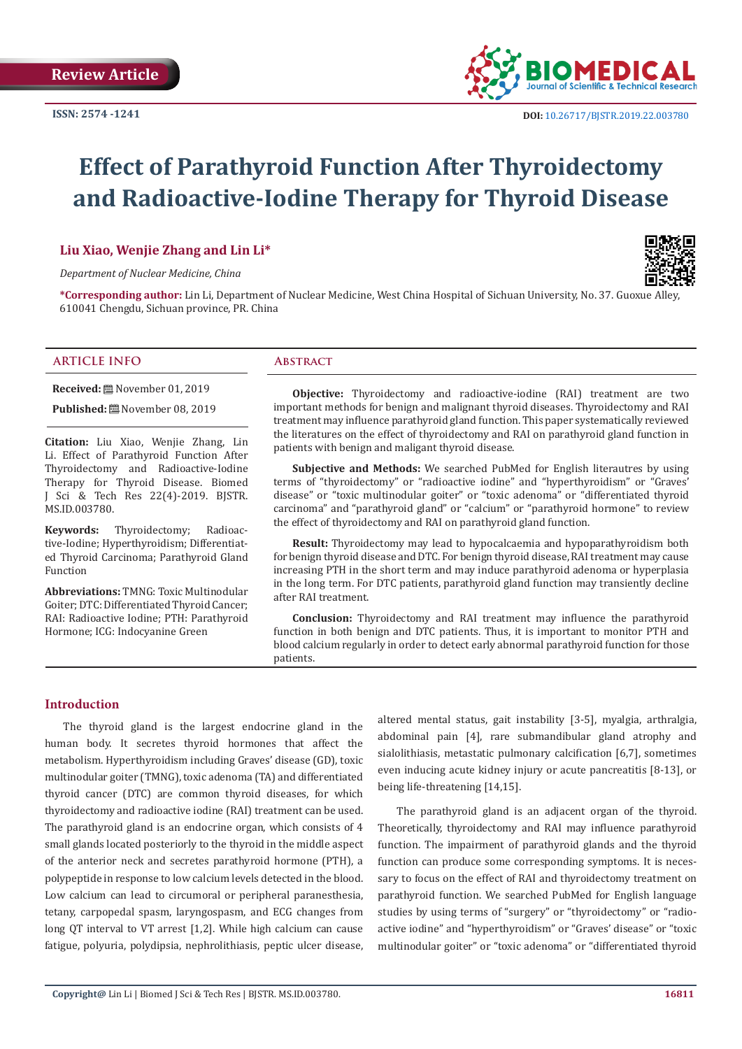Review Article

ISSN: 2574 -1241

DOI: 10.26717/BJSTR.2019.22.003780

# Effect of Parathyroid Function After Thyroidectomy and Radioactive-Iodine Therapy for Thyroid Disease

**Liu Xiao, Wenjie Zhang and Lin Li***

*Department of Nuclear Medicine, China*

***Corresponding author:** Lin Li, Department of Nuclear Medicine, West China Hospital of Sichuan University, No. 37. Guoxue Alley, 610041 Chengdu, Sichuan province, PR. China

## ARTICLE INFO

**Received:** November 01, 2019

**Published:** November 08, 2019

**Citation:** Liu Xiao, Wenjie Zhang, Lin Li. Effect of Parathyroid Function After Thyroidectomy and Radioactive-Iodine Therapy for Thyroid Disease. Biomed J Sci & Tech Res 22(4)-2019. BJSTR. MS.ID.003780.

**Keywords:** Thyroidectomy; Radioactive-Iodine; Hyperthyroidism; Differentiated Thyroid Carcinoma; Parathyroid Gland Function

**Abbreviations:** TMNG: Toxic Multinodular Goiter; DTC: Differentiated Thyroid Cancer; RAI: Radioactive Iodine; PTH: Parathyroid Hormone; ICG: Indocyanine Green

## Abstract

**Objective:** Thyroidectomy and radioactive-iodine (RAI) treatment are two important methods for benign and malignant thyroid diseases. Thyroidectomy and RAI treatment may influence parathyroid gland function. This paper systematically reviewed the literatures on the effect of thyroidectomy and RAI on parathyroid gland function in patients with benign and maligant thyroid disease.

**Subjective and Methods:** We searched PubMed for English literautres by using terms of "thyroidectomy" or "radioactive iodine" and "hyperthyroidism" or "Graves' disease" or "toxic multinodular goiter" or "toxic adenoma" or "differentiated thyroid carcinoma" and "parathyroid gland" or "calcium" or "parathyroid hormone" to review the effect of thyroidectomy and RAI on parathyroid gland function.

**Result:** Thyroidectomy may lead to hypocalcaemia and hypoparathyroidism both for benign thyroid disease and DTC. For benign thyroid disease, RAI treatment may cause increasing PTH in the short term and may induce parathyroid adenoma or hyperplasia in the long term. For DTC patients, parathyroid gland function may transiently decline after RAI treatment.

**Conclusion:** Thyroidectomy and RAI treatment may influence the parathyroid function in both benign and DTC patients. Thus, it is important to monitor PTH and blood calcium regularly in order to detect early abnormal parathyroid function for those patients.

## Introduction

The thyroid gland is the largest endocrine gland in the human body. It secretes thyroid hormones that affect the metabolism. Hyperthyroidism including Graves' disease (GD), toxic multinodular goiter (TMNG), toxic adenoma (TA) and differentiated thyroid cancer (DTC) are common thyroid diseases, for which thyroidectomy and radioactive iodine (RAI) treatment can be used. The parathyroid gland is an endocrine organ, which consists of 4 small glands located posteriorly to the thyroid in the middle aspect of the anterior neck and secretes parathyroid hormone (PTH), a polypeptide in response to low calcium levels detected in the blood. Low calcium can lead to circumoral or peripheral paranesthesia, tetany, carpopedal spasm, laryngospasm, and ECG changes from long QT interval to VT arrest [1,2]. While high calcium can cause fatigue, polyuria, polydipsia, nephrolithiasis, peptic ulcer disease, altered mental status, gait instability [3-5], myalgia, arthralgia, abdominal pain [4], rare submandibular gland atrophy and sialolithiasis, metastatic pulmonary calcification [6,7], sometimes even inducing acute kidney injury or acute pancreatitis [8-13], or being life-threatening [14,15].

The parathyroid gland is an adjacent organ of the thyroid. Theoretically, thyroidectomy and RAI may influence parathyroid function. The impairment of parathyroid glands and the thyroid function can produce some corresponding symptoms. It is necessary to focus on the effect of RAI and thyroidectomy treatment on parathyroid function. We searched PubMed for English language studies by using terms of "surgery" or "thyroidectomy" or "radioactive iodine" and "hyperthyroidism" or "Graves' disease" or "toxic multinodular goiter" or "toxic adenoma" or "differentiated thyroid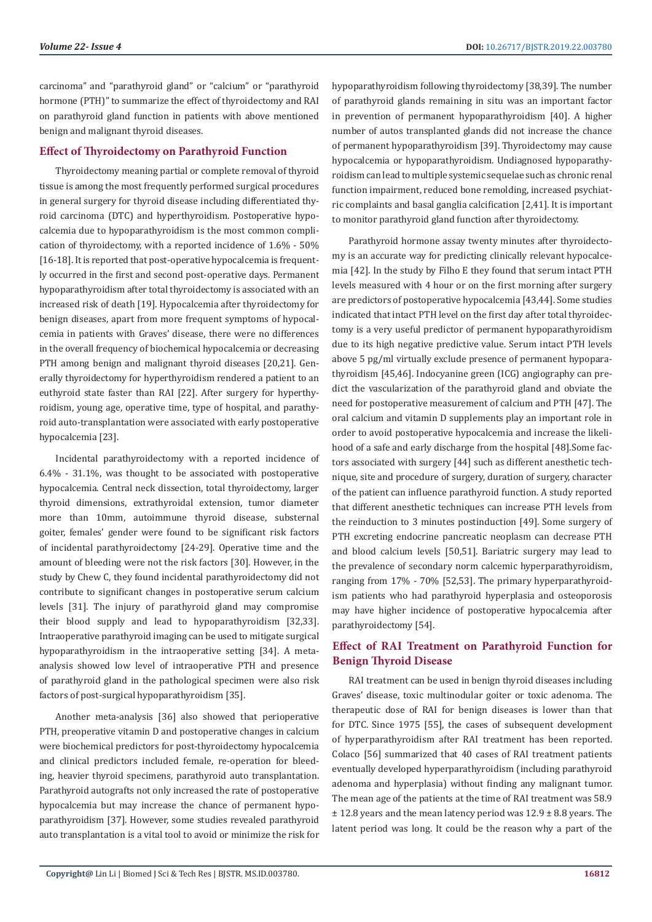carcinoma" and "parathyroid gland" or "calcium" or "parathyroid hormone (PTH)" to summarize the effect of thyroidectomy and RAI on parathyroid gland function in patients with above mentioned benign and malignant thyroid diseases.

## Effect of Thyroidectomy on Parathyroid Function

Thyroidectomy meaning partial or complete removal of thyroid tissue is among the most frequently performed surgical procedures in general surgery for thyroid disease including differentiated thyroid carcinoma (DTC) and hyperthyroidism. Postoperative hypocalcemia due to hypoparathyroidism is the most common complication of thyroidectomy, with a reported incidence of 1.6% - 50% [16-18]. It is reported that post-operative hypocalcemia is frequently occurred in the first and second post-operative days. Permanent hypoparathyroidism after total thyroidectomy is associated with an increased risk of death [19]. Hypocalcemia after thyroidectomy for benign diseases, apart from more frequent symptoms of hypocalcemia in patients with Graves' disease, there were no differences in the overall frequency of biochemical hypocalcemia or decreasing PTH among benign and malignant thyroid diseases [20,21]. Generally thyroidectomy for hyperthyroidism rendered a patient to an euthyroid state faster than RAI [22]. After surgery for hyperthyroidism, young age, operative time, type of hospital, and parathyroid auto-transplantation were associated with early postoperative hypocalcemia [23].

Incidental parathyroidectomy with a reported incidence of 6.4% - 31.1%, was thought to be associated with postoperative hypocalcemia. Central neck dissection, total thyroidectomy, larger thyroid dimensions, extrathyroidal extension, tumor diameter more than 10mm, autoimmune thyroid disease, substernal goiter, females' gender were found to be significant risk factors of incidental parathyroidectomy [24-29]. Operative time and the amount of bleeding were not the risk factors [30]. However, in the study by Chew C, they found incidental parathyroidectomy did not contribute to significant changes in postoperative serum calcium levels [31]. The injury of parathyroid gland may compromise their blood supply and lead to hypoparathyroidism [32,33]. Intraoperative parathyroid imaging can be used to mitigate surgical hypoparathyroidism in the intraoperative setting [34]. A meta-analysis showed low level of intraoperative PTH and presence of parathyroid gland in the pathological specimen were also risk factors of post-surgical hypoparathyroidism [35].

Another meta-analysis [36] also showed that perioperative PTH, preoperative vitamin D and postoperative changes in calcium were biochemical predictors for post-thyroidectomy hypocalcemia and clinical predictors included female, re-operation for bleeding, heavier thyroid specimens, parathyroid auto transplantation. Parathyroid autografts not only increased the rate of postoperative hypocalcemia but may increase the chance of permanent hypoparathyroidism [37]. However, some studies revealed parathyroid auto transplantation is a vital tool to avoid or minimize the risk for hypoparathyroidism following thyroidectomy [38,39]. The number of parathyroid glands remaining in situ was an important factor in prevention of permanent hypoparathyroidism [40]. A higher number of autos transplanted glands did not increase the chance of permanent hypoparathyroidism [39]. Thyroidectomy may cause hypocalcemia or hypoparathyroidism. Undiagnosed hypoparathyroidism can lead to multiple systemic sequelae such as chronic renal function impairment, reduced bone remolding, increased psychiatric complaints and basal ganglia calcification [2,41]. It is important to monitor parathyroid gland function after thyroidectomy.

Parathyroid hormone assay twenty minutes after thyroidectomy is an accurate way for predicting clinically relevant hypocalcemia [42]. In the study by Filho E they found that serum intact PTH levels measured with 4 hour or on the first morning after surgery are predictors of postoperative hypocalcemia [43,44]. Some studies indicated that intact PTH level on the first day after total thyroidectomy is a very useful predictor of permanent hypoparathyroidism due to its high negative predictive value. Serum intact PTH levels above 5 pg/ml virtually exclude presence of permanent hypoparathyroidism [45,46]. Indocyanine green (ICG) angiography can predict the vascularization of the parathyroid gland and obviate the need for postoperative measurement of calcium and PTH [47]. The oral calcium and vitamin D supplements play an important role in order to avoid postoperative hypocalcemia and increase the likelihood of a safe and early discharge from the hospital [48].Some factors associated with surgery [44] such as different anesthetic technique, site and procedure of surgery, duration of surgery, character of the patient can influence parathyroid function. A study reported that different anesthetic techniques can increase PTH levels from the reinduction to 3 minutes postinduction [49]. Some surgery of PTH excreting endocrine pancreatic neoplasm can decrease PTH and blood calcium levels [50,51]. Bariatric surgery may lead to the prevalence of secondary norm calcemic hyperparathyroidism, ranging from 17% - 70% [52,53]. The primary hyperparathyroidism patients who had parathyroid hyperplasia and osteoporosis may have higher incidence of postoperative hypocalcemia after parathyroidectomy [54].

## Effect of RAI Treatment on Parathyroid Function for Benign Thyroid Disease

RAI treatment can be used in benign thyroid diseases including Graves' disease, toxic multinodular goiter or toxic adenoma. The therapeutic dose of RAI for benign diseases is lower than that for DTC. Since 1975 [55], the cases of subsequent development of hyperparathyroidism after RAI treatment has been reported. Colaco [56] summarized that 40 cases of RAI treatment patients eventually developed hyperparathyroidism (including parathyroid adenoma and hyperplasia) without finding any malignant tumor. The mean age of the patients at the time of RAI treatment was 58.9 ± 12.8 years and the mean latency period was 12.9 ± 8.8 years. The latent period was long. It could be the reason why a part of the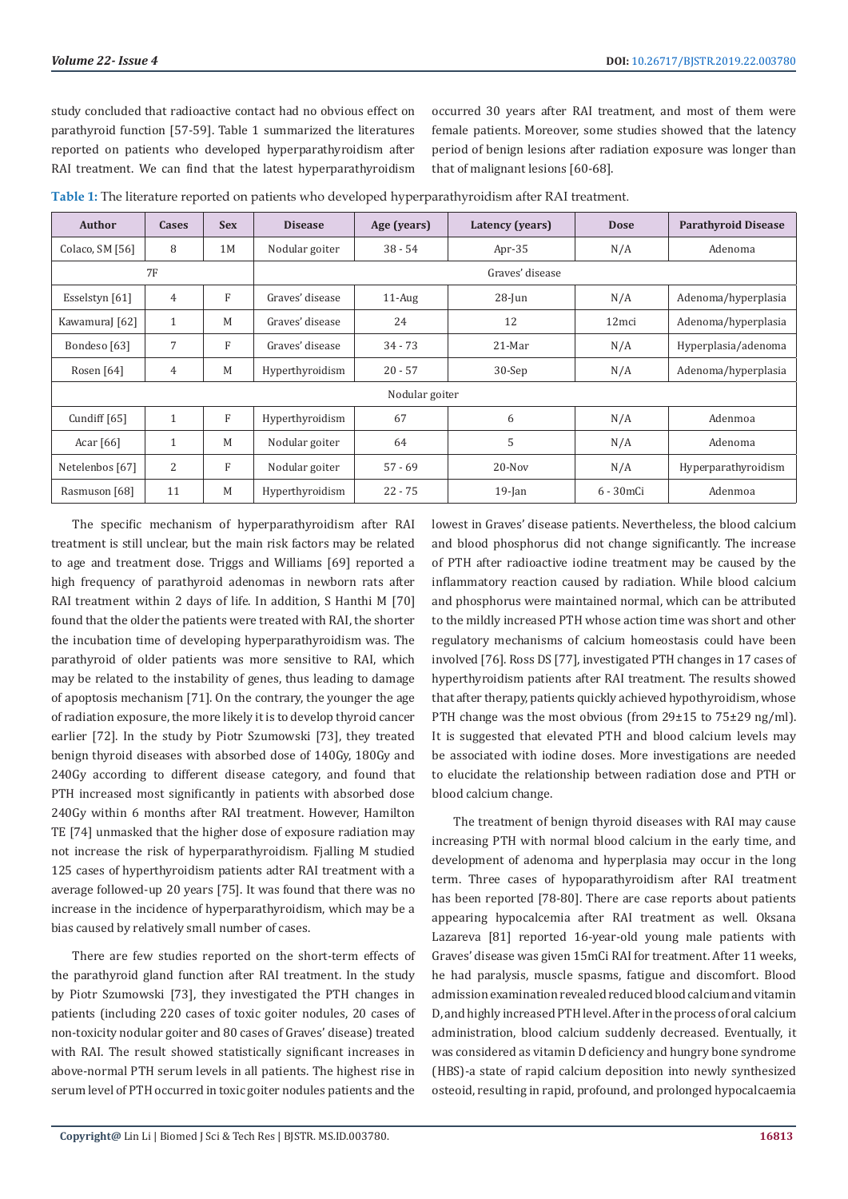study concluded that radioactive contact had no obvious effect on parathyroid function [57-59]. Table 1 summarized the literatures reported on patients who developed hyperparathyroidism after RAI treatment. We can find that the latest hyperparathyroidism occurred 30 years after RAI treatment, and most of them were female patients. Moreover, some studies showed that the latency period of benign lesions after radiation exposure was longer than that of malignant lesions [60-68].

**Table 1:** The literature reported on patients who developed hyperparathyroidism after RAI treatment.

| Author | Cases | Sex | Disease | Age (years) | Latency (years) | Dose | Parathyroid Disease |
|---|---|---|---|---|---|---|---|
| Colaco, SM [56] | 8 | 1M | Nodular goiter | 38 - 54 | Apr-35 | N/A | Adenoma |
| 7F | | | Graves' disease | | | | |
| Esselstyn [61] | 4 | F | Graves' disease | 11-Aug | 28-Jun | N/A | Adenoma/hyperplasia |
| KawamuraJ [62] | 1 | M | Graves' disease | 24 | 12 | 12mci | Adenoma/hyperplasia |
| Bondeso [63] | 7 | F | Graves' disease | 34 - 73 | 21-Mar | N/A | Hyperplasia/adenoma |
| Rosen [64] | 4 | M | Hyperthyroidism | 20 - 57 | 30-Sep | N/A | Adenoma/hyperplasia |
| Nodular goiter | | | | | | | |
| Cundiff [65] | 1 | F | Hyperthyroidism | 67 | 6 | N/A | Adenmoa |
| Acar [66] | 1 | M | Nodular goiter | 64 | 5 | N/A | Adenoma |
| Netelenbos [67] | 2 | F | Nodular goiter | 57 - 69 | 20-Nov | N/A | Hyperparathyroidism |
| Rasmuson [68] | 11 | M | Hyperthyroidism | 22 - 75 | 19-Jan | 6 - 30mCi | Adenmoa |

The specific mechanism of hyperparathyroidism after RAI treatment is still unclear, but the main risk factors may be related to age and treatment dose. Triggs and Williams [69] reported a high frequency of parathyroid adenomas in newborn rats after RAI treatment within 2 days of life. In addition, S Hanthi M [70] found that the older the patients were treated with RAI, the shorter the incubation time of developing hyperparathyroidism was. The parathyroid of older patients was more sensitive to RAI, which may be related to the instability of genes, thus leading to damage of apoptosis mechanism [71]. On the contrary, the younger the age of radiation exposure, the more likely it is to develop thyroid cancer earlier [72]. In the study by Piotr Szumowski [73], they treated benign thyroid diseases with absorbed dose of 140Gy, 180Gy and 240Gy according to different disease category, and found that PTH increased most significantly in patients with absorbed dose 240Gy within 6 months after RAI treatment. However, Hamilton TE [74] unmasked that the higher dose of exposure radiation may not increase the risk of hyperparathyroidism. Fjalling M studied 125 cases of hyperthyroidism patients adter RAI treatment with a average followed-up 20 years [75]. It was found that there was no increase in the incidence of hyperparathyroidism, which may be a bias caused by relatively small number of cases.

There are few studies reported on the short-term effects of the parathyroid gland function after RAI treatment. In the study by Piotr Szumowski [73], they investigated the PTH changes in patients (including 220 cases of toxic goiter nodules, 20 cases of non-toxicity nodular goiter and 80 cases of Graves' disease) treated with RAI. The result showed statistically significant increases in above-normal PTH serum levels in all patients. The highest rise in serum level of PTH occurred in toxic goiter nodules patients and the lowest in Graves' disease patients. Nevertheless, the blood calcium and blood phosphorus did not change significantly. The increase of PTH after radioactive iodine treatment may be caused by the inflammatory reaction caused by radiation. While blood calcium and phosphorus were maintained normal, which can be attributed to the mildly increased PTH whose action time was short and other regulatory mechanisms of calcium homeostasis could have been involved [76]. Ross DS [77], investigated PTH changes in 17 cases of hyperthyroidism patients after RAI treatment. The results showed that after therapy, patients quickly achieved hypothyroidism, whose PTH change was the most obvious (from 29±15 to 75±29 ng/ml). It is suggested that elevated PTH and blood calcium levels may be associated with iodine doses. More investigations are needed to elucidate the relationship between radiation dose and PTH or blood calcium change.

The treatment of benign thyroid diseases with RAI may cause increasing PTH with normal blood calcium in the early time, and development of adenoma and hyperplasia may occur in the long term. Three cases of hypoparathyroidism after RAI treatment has been reported [78-80]. There are case reports about patients appearing hypocalcemia after RAI treatment as well. Oksana Lazareva [81] reported 16-year-old young male patients with Graves' disease was given 15mCi RAI for treatment. After 11 weeks, he had paralysis, muscle spasms, fatigue and discomfort. Blood admission examination revealed reduced blood calcium and vitamin D, and highly increased PTH level. After in the process of oral calcium administration, blood calcium suddenly decreased. Eventually, it was considered as vitamin D deficiency and hungry bone syndrome (HBS)-a state of rapid calcium deposition into newly synthesized osteoid, resulting in rapid, profound, and prolonged hypocalcaemia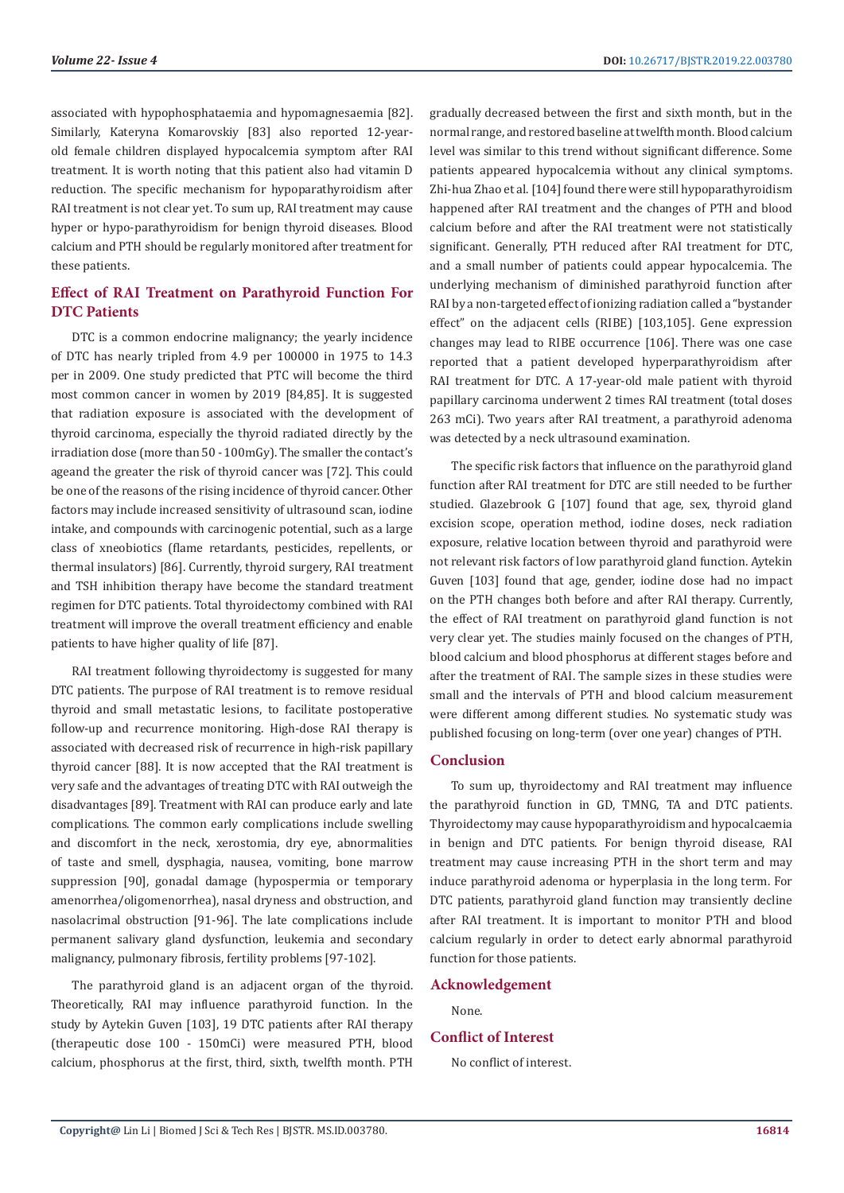associated with hypophosphataemia and hypomagnesaemia [82]. Similarly, Kateryna Komarovskiy [83] also reported 12-year-old female children displayed hypocalcemia symptom after RAI treatment. It is worth noting that this patient also had vitamin D reduction. The specific mechanism for hypoparathyroidism after RAI treatment is not clear yet. To sum up, RAI treatment may cause hyper or hypo-parathyroidism for benign thyroid diseases. Blood calcium and PTH should be regularly monitored after treatment for these patients.

## Effect of RAI Treatment on Parathyroid Function For DTC Patients

DTC is a common endocrine malignancy; the yearly incidence of DTC has nearly tripled from 4.9 per 100000 in 1975 to 14.3 per in 2009. One study predicted that PTC will become the third most common cancer in women by 2019 [84,85]. It is suggested that radiation exposure is associated with the development of thyroid carcinoma, especially the thyroid radiated directly by the irradiation dose (more than 50 - 100mGy). The smaller the contact's ageand the greater the risk of thyroid cancer was [72]. This could be one of the reasons of the rising incidence of thyroid cancer. Other factors may include increased sensitivity of ultrasound scan, iodine intake, and compounds with carcinogenic potential, such as a large class of xneobiotics (flame retardants, pesticides, repellents, or thermal insulators) [86]. Currently, thyroid surgery, RAI treatment and TSH inhibition therapy have become the standard treatment regimen for DTC patients. Total thyroidectomy combined with RAI treatment will improve the overall treatment efficiency and enable patients to have higher quality of life [87].

RAI treatment following thyroidectomy is suggested for many DTC patients. The purpose of RAI treatment is to remove residual thyroid and small metastatic lesions, to facilitate postoperative follow-up and recurrence monitoring. High-dose RAI therapy is associated with decreased risk of recurrence in high-risk papillary thyroid cancer [88]. It is now accepted that the RAI treatment is very safe and the advantages of treating DTC with RAI outweigh the disadvantages [89]. Treatment with RAI can produce early and late complications. The common early complications include swelling and discomfort in the neck, xerostomia, dry eye, abnormalities of taste and smell, dysphagia, nausea, vomiting, bone marrow suppression [90], gonadal damage (hypospermia or temporary amenorrhea/oligomenorrhea), nasal dryness and obstruction, and nasolacrimal obstruction [91-96]. The late complications include permanent salivary gland dysfunction, leukemia and secondary malignancy, pulmonary fibrosis, fertility problems [97-102].

The parathyroid gland is an adjacent organ of the thyroid. Theoretically, RAI may influence parathyroid function. In the study by Aytekin Guven [103], 19 DTC patients after RAI therapy (therapeutic dose 100 - 150mCi) were measured PTH, blood calcium, phosphorus at the first, third, sixth, twelfth month. PTH gradually decreased between the first and sixth month, but in the normal range, and restored baseline at twelfth month. Blood calcium level was similar to this trend without significant difference. Some patients appeared hypocalcemia without any clinical symptoms. Zhi-hua Zhao et al. [104] found there were still hypoparathyroidism happened after RAI treatment and the changes of PTH and blood calcium before and after the RAI treatment were not statistically significant. Generally, PTH reduced after RAI treatment for DTC, and a small number of patients could appear hypocalcemia. The underlying mechanism of diminished parathyroid function after RAI by a non-targeted effect of ionizing radiation called a "bystander effect" on the adjacent cells (RIBE) [103,105]. Gene expression changes may lead to RIBE occurrence [106]. There was one case reported that a patient developed hyperparathyroidism after RAI treatment for DTC. A 17-year-old male patient with thyroid papillary carcinoma underwent 2 times RAI treatment (total doses 263 mCi). Two years after RAI treatment, a parathyroid adenoma was detected by a neck ultrasound examination.

The specific risk factors that influence on the parathyroid gland function after RAI treatment for DTC are still needed to be further studied. Glazebrook G [107] found that age, sex, thyroid gland excision scope, operation method, iodine doses, neck radiation exposure, relative location between thyroid and parathyroid were not relevant risk factors of low parathyroid gland function. Aytekin Guven [103] found that age, gender, iodine dose had no impact on the PTH changes both before and after RAI therapy. Currently, the effect of RAI treatment on parathyroid gland function is not very clear yet. The studies mainly focused on the changes of PTH, blood calcium and blood phosphorus at different stages before and after the treatment of RAI. The sample sizes in these studies were small and the intervals of PTH and blood calcium measurement were different among different studies. No systematic study was published focusing on long-term (over one year) changes of PTH.

## Conclusion

To sum up, thyroidectomy and RAI treatment may influence the parathyroid function in GD, TMNG, TA and DTC patients. Thyroidectomy may cause hypoparathyroidism and hypocalcaemia in benign and DTC patients. For benign thyroid disease, RAI treatment may cause increasing PTH in the short term and may induce parathyroid adenoma or hyperplasia in the long term. For DTC patients, parathyroid gland function may transiently decline after RAI treatment. It is important to monitor PTH and blood calcium regularly in order to detect early abnormal parathyroid function for those patients.

## Acknowledgement

None.

## Conflict of Interest

No conflict of interest.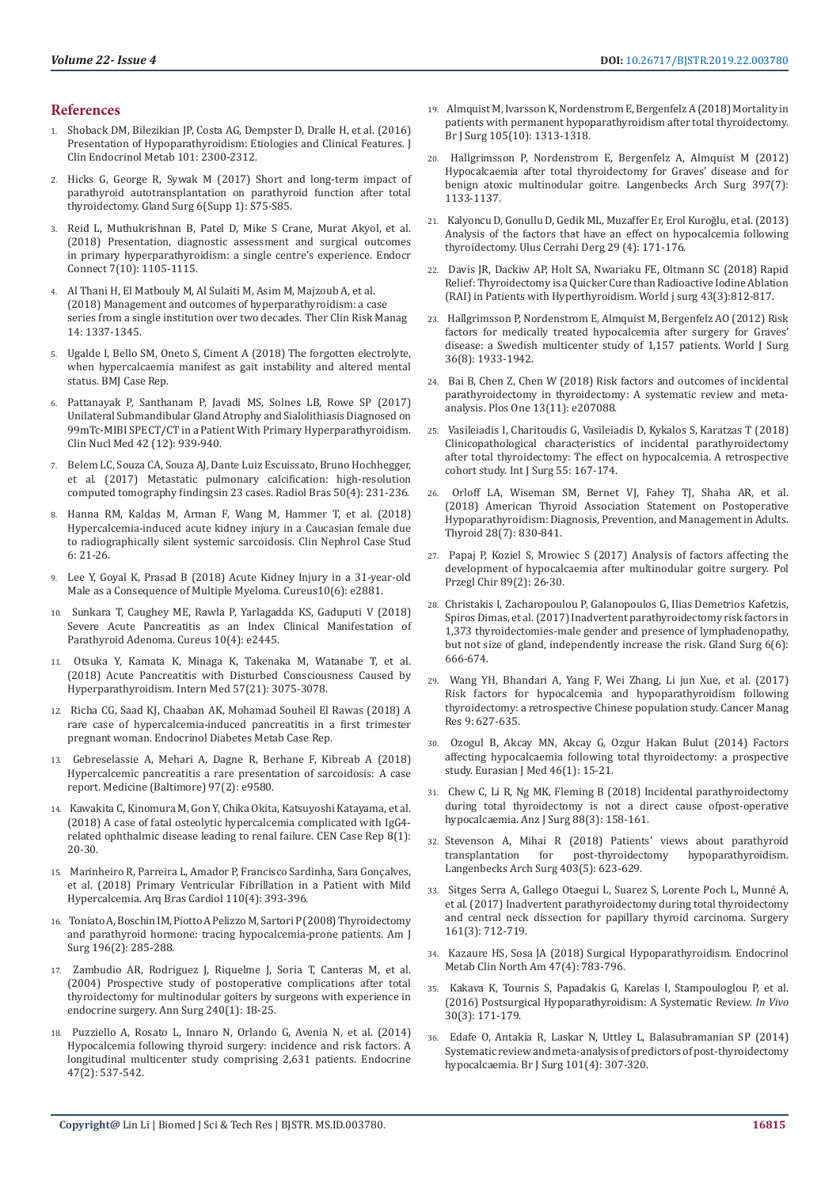## References

1. Shoback DM, Bilezikian JP, Costa AG, Dempster D, Dralle H, et al. (2016) Presentation of Hypoparathyroidism: Etiologies and Clinical Features. J Clin Endocrinol Metab 101: 2300-2312.
2. Hicks G, George R, Sywak M (2017) Short and long-term impact of parathyroid autotransplantation on parathyroid function after total thyroidectomy. Gland Surg 6(Supp 1): S75-S85.
3. Reid L, Muthukrishnan B, Patel D, Mike S Crane, Murat Akyol, et al. (2018) Presentation, diagnostic assessment and surgical outcomes in primary hyperparathyroidism: a single centre's experience. Endocr Connect 7(10): 1105-1115.
4. Al Thani H, El Matbouly M, Al Sulaiti M, Asim M, Majzoub A, et al. (2018) Management and outcomes of hyperparathyroidism: a case series from a single institution over two decades. Ther Clin Risk Manag 14: 1337-1345.
5. Ugalde I, Bello SM, Oneto S, Ciment A (2018) The forgotten electrolyte, when hypercalcaemia manifest as gait instability and altered mental status. BMJ Case Rep.
6. Pattanayak P, Santhanam P, Javadi MS, Solnes LB, Rowe SP (2017) Unilateral Submandibular Gland Atrophy and Sialolithiasis Diagnosed on 99mTc-MIBI SPECT/CT in a Patient With Primary Hyperparathyroidism. Clin Nucl Med 42 (12): 939-940.
7. Belem LC, Souza CA, Souza AJ, Dante Luiz Escuissato, Bruno Hochhegger, et al. (2017) Metastatic pulmonary calcification: high-resolution computed tomography findingsin 23 cases. Radiol Bras 50(4): 231-236.
8. Hanna RM, Kaldas M, Arman F, Wang M, Hammer T, et al. (2018) Hypercalcemia-induced acute kidney injury in a Caucasian female due to radiographically silent systemic sarcoidosis. Clin Nephrol Case Stud 6: 21-26.
9. Lee Y, Goyal K, Prasad B (2018) Acute Kidney Injury in a 31-year-old Male as a Consequence of Multiple Myeloma. Cureus10(6): e2881.
10. Sunkara T, Caughey ME, Rawla P, Yarlagadda KS, Gaduputi V (2018) Severe Acute Pancreatitis as an Index Clinical Manifestation of Parathyroid Adenoma. Cureus 10(4): e2445.
11. Otsuka Y, Kamata K, Minaga K, Takenaka M, Watanabe T, et al. (2018) Acute Pancreatitis with Disturbed Consciousness Caused by Hyperparathyroidism. Intern Med 57(21): 3075-3078.
12. Richa CG, Saad KJ, Chaaban AK, Mohamad Souheil El Rawas (2018) A rare case of hypercalcemia-induced pancreatitis in a first trimester pregnant woman. Endocrinol Diabetes Metab Case Rep.
13. Gebreselassie A, Mehari A, Dagne R, Berhane F, Kibreab A (2018) Hypercalcemic pancreatitis a rare presentation of sarcoidosis: A case report. Medicine (Baltimore) 97(2): e9580.
14. Kawakita C, Kinomura M, Gon Y, Chika Okita, Katsuyoshi Katayama, et al. (2018) A case of fatal osteolytic hypercalcemia complicated with IgG4-related ophthalmic disease leading to renal failure. CEN Case Rep 8(1): 20-30.
15. Marinheiro R, Parreira L, Amador P, Francisco Sardinha, Sara Gonçalves, et al. (2018) Primary Ventricular Fibrillation in a Patient with Mild Hypercalcemia. Arq Bras Cardiol 110(4): 393-396.
16. Toniato A, Boschin IM, Piotto A Pelizzo M, Sartori P (2008) Thyroidectomy and parathyroid hormone: tracing hypocalcemia-prone patients. Am J Surg 196(2): 285-288.
17. Zambudio AR, Rodriguez J, Riquelme J, Soria T, Canteras M, et al. (2004) Prospective study of postoperative complications after total thyroidectomy for multinodular goiters by surgeons with experience in endocrine surgery. Ann Surg 240(1): 18-25.
18. Puzziello A, Rosato L, Innaro N, Orlando G, Avenia N, et al. (2014) Hypocalcemia following thyroid surgery: incidence and risk factors. A longitudinal multicenter study comprising 2,631 patients. Endocrine 47(2): 537-542.
19. Almquist M, Ivarsson K, Nordenstrom E, Bergenfelz A (2018) Mortality in patients with permanent hypoparathyroidism after total thyroidectomy. Br J Surg 105(10): 1313-1318.
20. Hallgrimsson P, Nordenstrom E, Bergenfelz A, Almquist M (2012) Hypocalcaemia after total thyroidectomy for Graves' disease and for benign atoxic multinodular goitre. Langenbecks Arch Surg 397(7): 1133-1137.
21. Kalyoncu D, Gonullu D, Gedik ML, Muzaffer Er, Erol Kuroğlu, et al. (2013) Analysis of the factors that have an effect on hypocalcemia following thyroidectomy. Ulus Cerrahi Derg 29 (4): 171-176.
22. Davis JR, Dackiw AP, Holt SA, Nwariaku FE, Oltmann SC (2018) Rapid Relief: Thyroidectomy is a Quicker Cure than Radioactive Iodine Ablation (RAI) in Patients with Hyperthyroidism. World j surg 43(3):812-817.
23. Hallgrimsson P, Nordenstrom E, Almquist M, Bergenfelz AO (2012) Risk factors for medically treated hypocalcemia after surgery for Graves' disease: a Swedish multicenter study of 1,157 patients. World J Surg 36(8): 1933-1942.
24. Bai B, Chen Z, Chen W (2018) Risk factors and outcomes of incidental parathyroidectomy in thyroidectomy: A systematic review and meta-analysis. Plos One 13(11): e207088.
25. Vasileiadis I, Charitoudis G, Vasileiadis D, Kykalos S, Karatzas T (2018) Clinicopathological characteristics of incidental parathyroidectomy after total thyroidectomy: The effect on hypocalcemia. A retrospective cohort study. Int J Surg 55: 167-174.
26. Orloff LA, Wiseman SM, Bernet VJ, Fahey TJ, Shaha AR, et al. (2018) American Thyroid Association Statement on Postoperative Hypoparathyroidism: Diagnosis, Prevention, and Management in Adults. Thyroid 28(7): 830-841.
27. Papaj P, Koziel S, Mrowiec S (2017) Analysis of factors affecting the development of hypocalcaemia after multinodular goitre surgery. Pol Przegl Chir 89(2): 26-30.
28. Christakis I, Zacharopoulou P, Galanopoulos G, Ilias Demetrios Kafetzis, Spiros Dimas, et al. (2017) Inadvertent parathyroidectomy risk factors in 1,373 thyroidectomies-male gender and presence of lymphadenopathy, but not size of gland, independently increase the risk. Gland Surg 6(6): 666-674.
29. Wang YH, Bhandari A, Yang F, Wei Zhang, Li jun Xue, et al. (2017) Risk factors for hypocalcemia and hypoparathyroidism following thyroidectomy: a retrospective Chinese population study. Cancer Manag Res 9: 627-635.
30. Ozogul B, Akcay MN, Akcay G, Ozgur Hakan Bulut (2014) Factors affecting hypocalcaemia following total thyroidectomy: a prospective study. Eurasian J Med 46(1): 15-21.
31. Chew C, Li R, Ng MK, Fleming B (2018) Incidental parathyroidectomy during total thyroidectomy is not a direct cause ofpost-operative hypocalcaemia. Anz J Surg 88(3): 158-161.
32. Stevenson A, Mihai R (2018) Patients' views about parathyroid transplantation for post-thyroidectomy hypoparathyroidism. Langenbecks Arch Surg 403(5): 623-629.
33. Sitges Serra A, Gallego Otaegui L, Suarez S, Lorente Poch L, Munné A, et al. (2017) Inadvertent parathyroidectomy during total thyroidectomy and central neck dissection for papillary thyroid carcinoma. Surgery 161(3): 712-719.
34. Kazaure HS, Sosa JA (2018) Surgical Hypoparathyroidism. Endocrinol Metab Clin North Am 47(4): 783-796.
35. Kakava K, Tournis S, Papadakis G, Karelas I, Stampouloglou P, et al. (2016) Postsurgical Hypoparathyroidism: A Systematic Review. *In Vivo* 30(3): 171-179.
36. Edafe O, Antakia R, Laskar N, Uttley L, Balasubramanian SP (2014) Systematic review and meta-analysis of predictors of post-thyroidectomy hypocalcaemia. Br J Surg 101(4): 307-320.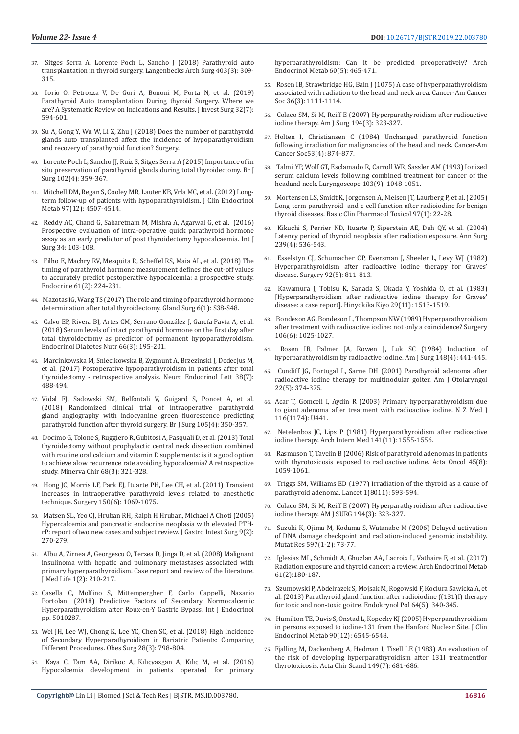37. Sitges Serra A, Lorente Poch L, Sancho J (2018) Parathyroid auto transplantation in thyroid surgery. Langenbecks Arch Surg 403(3): 309-315.
38. Iorio O, Petrozza V, De Gori A, Bononi M, Porta N, et al. (2019) Parathyroid Auto transplantation During thyroid Surgery. Where we are? A Systematic Review on Indications and Results. J Invest Surg 32(7): 594-601.
39. Su A, Gong Y, Wu W, Li Z, Zhu J (2018) Does the number of parathyroid glands auto transplanted affect the incidence of hypoparathyroidism and recovery of parathyroid function? Surgery.
40. Lorente Poch L, Sancho JJ, Ruiz S, Sitges Serra A (2015) Importance of in situ preservation of parathyroid glands during total thyroidectomy. Br J Surg 102(4): 359-367.
41. Mitchell DM, Regan S, Cooley MR, Lauter KB, Vrla MC, et al. (2012) Long-term follow-up of patients with hypoparathyroidism. J Clin Endocrinol Metab 97(12): 4507-4514.
42. Reddy AC, Chand G, Sabaretnam M, Mishra A, Agarwal G, et al. (2016) Prospective evaluation of intra-operative quick parathyroid hormone assay as an early predictor of post thyroidectomy hypocalcaemia. Int J Surg 34: 103-108.
43. Filho E, Machry RV, Mesquita R, Scheffel RS, Maia AL, et al. (2018) The timing of parathyroid hormone measurement defines the cut-off values to accurately predict postoperative hypocalcemia: a prospective study. Endocrine 61(2): 224-231.
44. Mazotas IG, Wang TS (2017) The role and timing of parathyroid hormone determination after total thyroidectomy. Gland Surg 6(1): S38-S48.
45. Calvo EP, Rivera BJ, Artes CM, Serrano González J, García Pavía A, et al. (2018) Serum levels of intact parathyroid hormone on the first day after total thyroidectomy as predictor of permanent hypoparathyroidism. Endocrinol Diabetes Nutr 66(3): 195-201.
46. Marcinkowska M, Sniecikowska B, Zygmunt A, Brzezinski J, Dedecjus M, et al. (2017) Postoperative hypoparathyroidism in patients after total thyroidectomy - retrospective analysis. Neuro Endocrinol Lett 38(7): 488-494.
47. Vidal FJ, Sadowski SM, Belfontali V, Guigard S, Poncet A, et al. (2018) Randomized clinical trial of intraoperative parathyroid gland angiography with indocyanine green fluorescence predicting parathyroid function after thyroid surgery. Br J Surg 105(4): 350-357.
48. Docimo G, Tolone S, Ruggiero R, Gubitosi A, Pasquali D, et al. (2013) Total thyroidectomy without prophylactic central neck dissection combined with routine oral calcium and vitamin D supplements: is it a good option to achieve alow recurrence rate avoiding hypocalcemia? A retrospective study. Minerva Chir 68(3): 321-328.
49. Hong JC, Morris LF, Park EJ, Ituarte PH, Lee CH, et al. (2011) Transient increases in intraoperative parathyroid levels related to anesthetic technique. Surgery 150(6): 1069-1075.
50. Matsen SL, Yeo CJ, Hruban RH, Ralph H Hruban, Michael A Choti (2005) Hypercalcemia and pancreatic endocrine neoplasia with elevated PTH-rP: report oftwo new cases and subject review. J Gastro Intest Surg 9(2): 270-279.
51. Albu A, Zirnea A, Georgescu O, Terzea D, Jinga D, et al. (2008) Malignant insulinoma with hepatic and pulmonary metastases associated with primary hyperparathyroidism. Case report and review of the literature. J Med Life 1(2): 210-217.
52. Casella C, Molfino S, Mittempergher F, Carlo Cappelli, Nazario Portolani (2018) Predictive Factors of Secondary Normocalcemic Hyperparathyroidism after Roux-en-Y Gastric Bypass. Int J Endocrinol pp. 5010287.
53. Wei JH, Lee WJ, Chong K, Lee YC, Chen SC, et al. (2018) High Incidence of Secondary Hyperparathyroidism in Bariatric Patients: Comparing Different Procedures. Obes Surg 28(3): 798-804.
54. Kaya C, Tam AA, Dirikoc A, Kılıçyazgan A, Kılıç M, et al. (2016) Hypocalcemia development in patients operated for primary hyperparathyroidism: Can it be predicted preoperatively? Arch Endocrinol Metab 60(5): 465-471.
55. Rosen IB, Strawbridge HG, Bain J (1075) A case of hyperparathyroidism associated with radiation to the head and neck area. Cancer-Am Cancer Soc 36(3): 1111-1114.
56. Colaco SM, Si M, Reiff E (2007) Hyperparathyroidism after radioactive iodine therapy. Am J Surg 194(3): 323-327.
57. Holten I, Christiansen C (1984) Unchanged parathyroid function following irradiation for malignancies of the head and neck. Cancer-Am Cancer Soc53(4): 874-877.
58. Talmi YP, Wolf GT, Esclamado R, Carroll WR, Sassler AM (1993) Ionized serum calcium levels following combined treatment for cancer of the headand neck. Laryngoscope 103(9): 1048-1051.
59. Mortensen LS, Smidt K, Jorgensen A, Nielsen JT, Laurberg P, et al. (2005) Long-term parathyroid- and c-cell function after radioiodine for benign thyroid diseases. Basic Clin Pharmacol Toxicol 97(1): 22-28.
60. Kikuchi S, Perrier ND, Ituarte P, Siperstein AE, Duh QY, et al. (2004) Latency period of thyroid neoplasia after radiation exposure. Ann Surg 239(4): 536-543.
61. Esselstyn CJ, Schumacher OP, Eversman J, Sheeler L, Levy WJ (1982) Hyperparathyroidism after radioactive iodine therapy for Graves' disease. Surgery 92(5): 811-813.
62. Kawamura J, Tobisu K, Sanada S, Okada Y, Yoshida O, et al. (1983) [Hyperparathyroidism after radioactive iodine therapy for Graves' disease: a case report]. Hinyokika Kiyo 29(11): 1513-1519.
63. Bondeson AG, Bondeson L, Thompson NW (1989) Hyperparathyroidism after treatment with radioactive iodine: not only a coincidence? Surgery 106(6): 1025-1027.
64. Rosen IB, Palmer JA, Rowen J, Luk SC (1984) Induction of hyperparathyroidism by radioactive iodine. Am J Surg 148(4): 441-445.
65. Cundiff JG, Portugal L, Sarne DH (2001) Parathyroid adenoma after radioactive iodine therapy for multinodular goiter. Am J Otolaryngol 22(5): 374-375.
66. Acar T, Gomceli I, Aydin R (2003) Primary hyperparathyroidism due to giant adenoma after treatment with radioactive iodine. N Z Med J 116(1174): U441.
67. Netelenbos JC, Lips P (1981) Hyperparathyroidism after radioactive iodine therapy. Arch Intern Med 141(11): 1555-1556.
68. Rasmuson T, Tavelin B (2006) Risk of parathyroid adenomas in patients with thyrotoxicosis exposed to radioactive iodine. Acta Oncol 45(8): 1059-1061.
69. Triggs SM, Williams ED (1977) Irradiation of the thyroid as a cause of parathyroid adenoma. Lancet 1(8011): 593-594.
70. Colaco SM, Si M, Reiff E (2007) Hyperparathyroidism after radioactive iodine therapy. AM J SURG 194(3): 323-327.
71. Suzuki K, Ojima M, Kodama S, Watanabe M (2006) Delayed activation of DNA damage checkpoint and radiation-induced genomic instability. Mutat Res 597(1-2): 73-77.
72. Iglesias ML, Schmidt A, Ghuzlan AA, Lacroix L, Vathaire F, et al. (2017) Radiation exposure and thyroid cancer: a review. Arch Endocrinol Metab 61(2):180-187.
73. Szumowski P, Abdelrazek S, Mojsak M, Rogowski F, Kociura Sawicka A, et al. (2013) Parathyroid gland function after radioiodine ((131)I) therapy for toxic and non-toxic goitre. Endokrynol Pol 64(5): 340-345.
74. Hamilton TE, Davis S, Onstad L, Kopecky KJ (2005) Hyperparathyroidism in persons exposed to iodine-131 from the Hanford Nuclear Site. J Clin Endocrinol Metab 90(12): 6545-6548.
75. Fjalling M, Dackenberg A, Hedman I, Tisell LE (1983) An evaluation of the risk of developing hyperparathyroidism after 131I treatmentfor thyrotoxicosis. Acta Chir Scand 149(7): 681-686.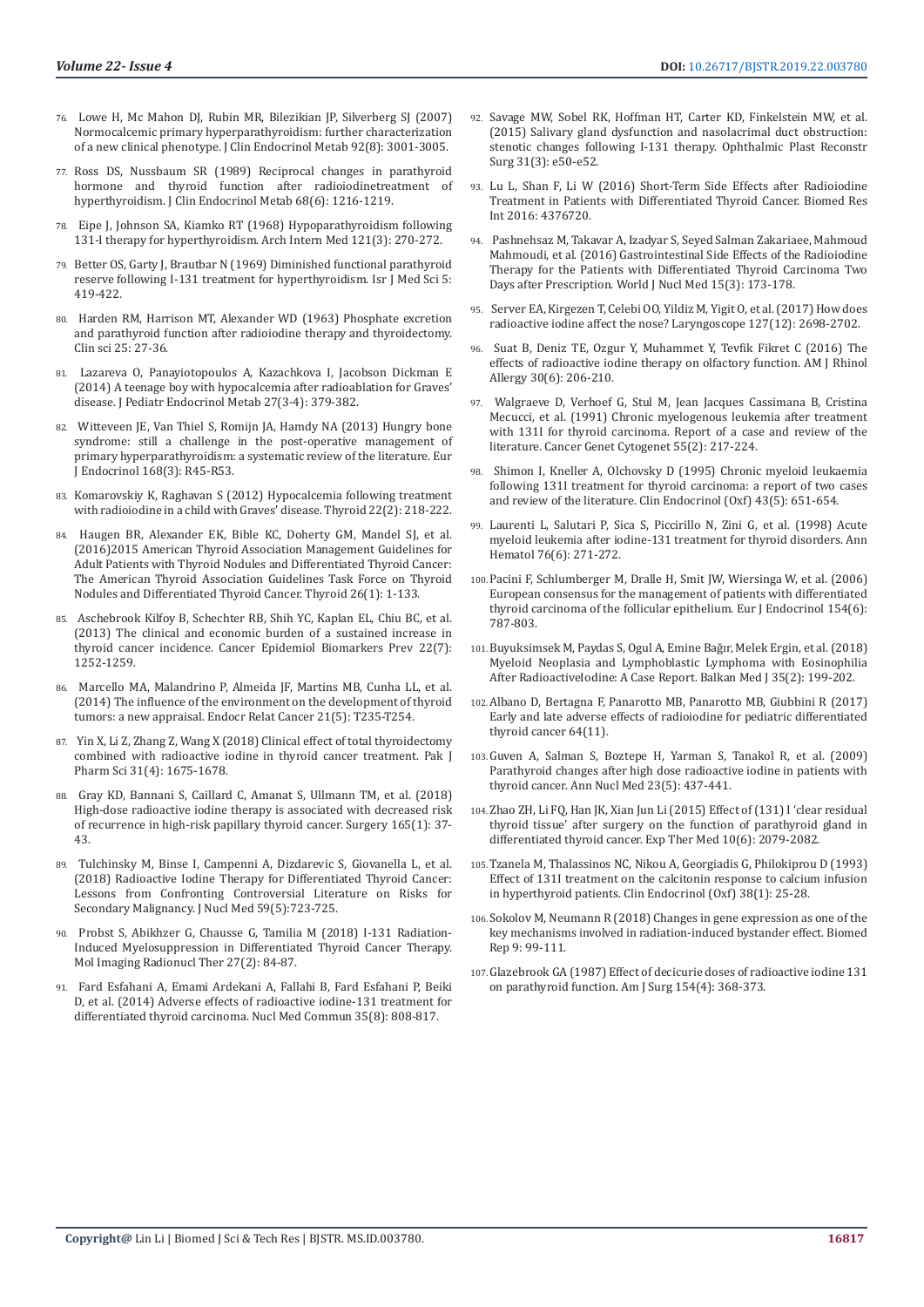76. Lowe H, Mc Mahon DJ, Rubin MR, Bilezikian JP, Silverberg SJ (2007) Normocalcemic primary hyperparathyroidism: further characterization of a new clinical phenotype. J Clin Endocrinol Metab 92(8): 3001-3005.
77. Ross DS, Nussbaum SR (1989) Reciprocal changes in parathyroid hormone and thyroid function after radioiodinetreatment of hyperthyroidism. J Clin Endocrinol Metab 68(6): 1216-1219.
78. Eipe J, Johnson SA, Kiamko RT (1968) Hypoparathyroidism following 131-I therapy for hyperthyroidism. Arch Intern Med 121(3): 270-272.
79. Better OS, Garty J, Brautbar N (1969) Diminished functional parathyroid reserve following I-131 treatment for hyperthyroidism. Isr J Med Sci 5: 419-422.
80. Harden RM, Harrison MT, Alexander WD (1963) Phosphate excretion and parathyroid function after radioiodine therapy and thyroidectomy. Clin sci 25: 27-36.
81. Lazareva O, Panayiotopoulos A, Kazachkova I, Jacobson Dickman E (2014) A teenage boy with hypocalcemia after radioablation for Graves' disease. J Pediatr Endocrinol Metab 27(3-4): 379-382.
82. Witteveen JE, Van Thiel S, Romijn JA, Hamdy NA (2013) Hungry bone syndrome: still a challenge in the post-operative management of primary hyperparathyroidism: a systematic review of the literature. Eur J Endocrinol 168(3): R45-R53.
83. Komarovskiy K, Raghavan S (2012) Hypocalcemia following treatment with radioiodine in a child with Graves' disease. Thyroid 22(2): 218-222.
84. Haugen BR, Alexander EK, Bible KC, Doherty GM, Mandel SJ, et al. (2016)2015 American Thyroid Association Management Guidelines for Adult Patients with Thyroid Nodules and Differentiated Thyroid Cancer: The American Thyroid Association Guidelines Task Force on Thyroid Nodules and Differentiated Thyroid Cancer. Thyroid 26(1): 1-133.
85. Aschebrook Kilfoy B, Schechter RB, Shih YC, Kaplan EL, Chiu BC, et al. (2013) The clinical and economic burden of a sustained increase in thyroid cancer incidence. Cancer Epidemiol Biomarkers Prev 22(7): 1252-1259.
86. Marcello MA, Malandrino P, Almeida JF, Martins MB, Cunha LL, et al. (2014) The influence of the environment on the development of thyroid tumors: a new appraisal. Endocr Relat Cancer 21(5): T235-T254.
87. Yin X, Li Z, Zhang Z, Wang X (2018) Clinical effect of total thyroidectomy combined with radioactive iodine in thyroid cancer treatment. Pak J Pharm Sci 31(4): 1675-1678.
88. Gray KD, Bannani S, Caillard C, Amanat S, Ullmann TM, et al. (2018) High-dose radioactive iodine therapy is associated with decreased risk of recurrence in high-risk papillary thyroid cancer. Surgery 165(1): 37-43.
89. Tulchinsky M, Binse I, Campenni A, Dizdarevic S, Giovanella L, et al. (2018) Radioactive Iodine Therapy for Differentiated Thyroid Cancer: Lessons from Confronting Controversial Literature on Risks for Secondary Malignancy. J Nucl Med 59(5):723-725.
90. Probst S, Abikhzer G, Chausse G, Tamilia M (2018) I-131 Radiation-Induced Myelosuppression in Differentiated Thyroid Cancer Therapy. Mol Imaging Radionucl Ther 27(2): 84-87.
91. Fard Esfahani A, Emami Ardekani A, Fallahi B, Fard Esfahani P, Beiki D, et al. (2014) Adverse effects of radioactive iodine-131 treatment for differentiated thyroid carcinoma. Nucl Med Commun 35(8): 808-817.
92. Savage MW, Sobel RK, Hoffman HT, Carter KD, Finkelstein MW, et al. (2015) Salivary gland dysfunction and nasolacrimal duct obstruction: stenotic changes following I-131 therapy. Ophthalmic Plast Reconstr Surg 31(3): e50-e52.
93. Lu L, Shan F, Li W (2016) Short-Term Side Effects after Radioiodine Treatment in Patients with Differentiated Thyroid Cancer. Biomed Res Int 2016: 4376720.
94. Pashnehsaz M, Takavar A, Izadyar S, Seyed Salman Zakariaee, Mahmoud Mahmoudi, et al. (2016) Gastrointestinal Side Effects of the Radioiodine Therapy for the Patients with Differentiated Thyroid Carcinoma Two Days after Prescription. World J Nucl Med 15(3): 173-178.
95. Server EA, Kirgezen T, Celebi OO, Yildiz M, Yigit O, et al. (2017) How does radioactive iodine affect the nose? Laryngoscope 127(12): 2698-2702.
96. Suat B, Deniz TE, Ozgur Y, Muhammet Y, Tevfik Fikret C (2016) The effects of radioactive iodine therapy on olfactory function. AM J Rhinol Allergy 30(6): 206-210.
97. Walgraeve D, Verhoef G, Stul M, Jean Jacques Cassimana B, Cristina Mecucci, et al. (1991) Chronic myelogenous leukemia after treatment with 131I for thyroid carcinoma. Report of a case and review of the literature. Cancer Genet Cytogenet 55(2): 217-224.
98. Shimon I, Kneller A, Olchovsky D (1995) Chronic myeloid leukaemia following 131I treatment for thyroid carcinoma: a report of two cases and review of the literature. Clin Endocrinol (Oxf) 43(5): 651-654.
99. Laurenti L, Salutari P, Sica S, Piccirillo N, Zini G, et al. (1998) Acute myeloid leukemia after iodine-131 treatment for thyroid disorders. Ann Hematol 76(6): 271-272.
100. Pacini F, Schlumberger M, Dralle H, Smit JW, Wiersinga W, et al. (2006) European consensus for the management of patients with differentiated thyroid carcinoma of the follicular epithelium. Eur J Endocrinol 154(6): 787-803.
101. Buyuksimsek M, Paydas S, Ogul A, Emine Bağır, Melek Ergin, et al. (2018) Myeloid Neoplasia and Lymphoblastic Lymphoma with Eosinophilia After RadioactiveIodine: A Case Report. Balkan Med J 35(2): 199-202.
102. Albano D, Bertagna F, Panarotto MB, Panarotto MB, Giubbini R (2017) Early and late adverse effects of radioiodine for pediatric differentiated thyroid cancer 64(11).
103. Guven A, Salman S, Boztepe H, Yarman S, Tanakol R, et al. (2009) Parathyroid changes after high dose radioactive iodine in patients with thyroid cancer. Ann Nucl Med 23(5): 437-441.
104. Zhao ZH, Li FQ, Han JK, Xian Jun Li (2015) Effect of (131) I 'clear residual thyroid tissue' after surgery on the function of parathyroid gland in differentiated thyroid cancer. Exp Ther Med 10(6): 2079-2082.
105. Tzanela M, Thalassinos NC, Nikou A, Georgiadis G, Philokiprou D (1993) Effect of 131I treatment on the calcitonin response to calcium infusion in hyperthyroid patients. Clin Endocrinol (Oxf) 38(1): 25-28.
106. Sokolov M, Neumann R (2018) Changes in gene expression as one of the key mechanisms involved in radiation-induced bystander effect. Biomed Rep 9: 99-111.
107. Glazebrook GA (1987) Effect of decicurie doses of radioactive iodine 131 on parathyroid function. Am J Surg 154(4): 368-373.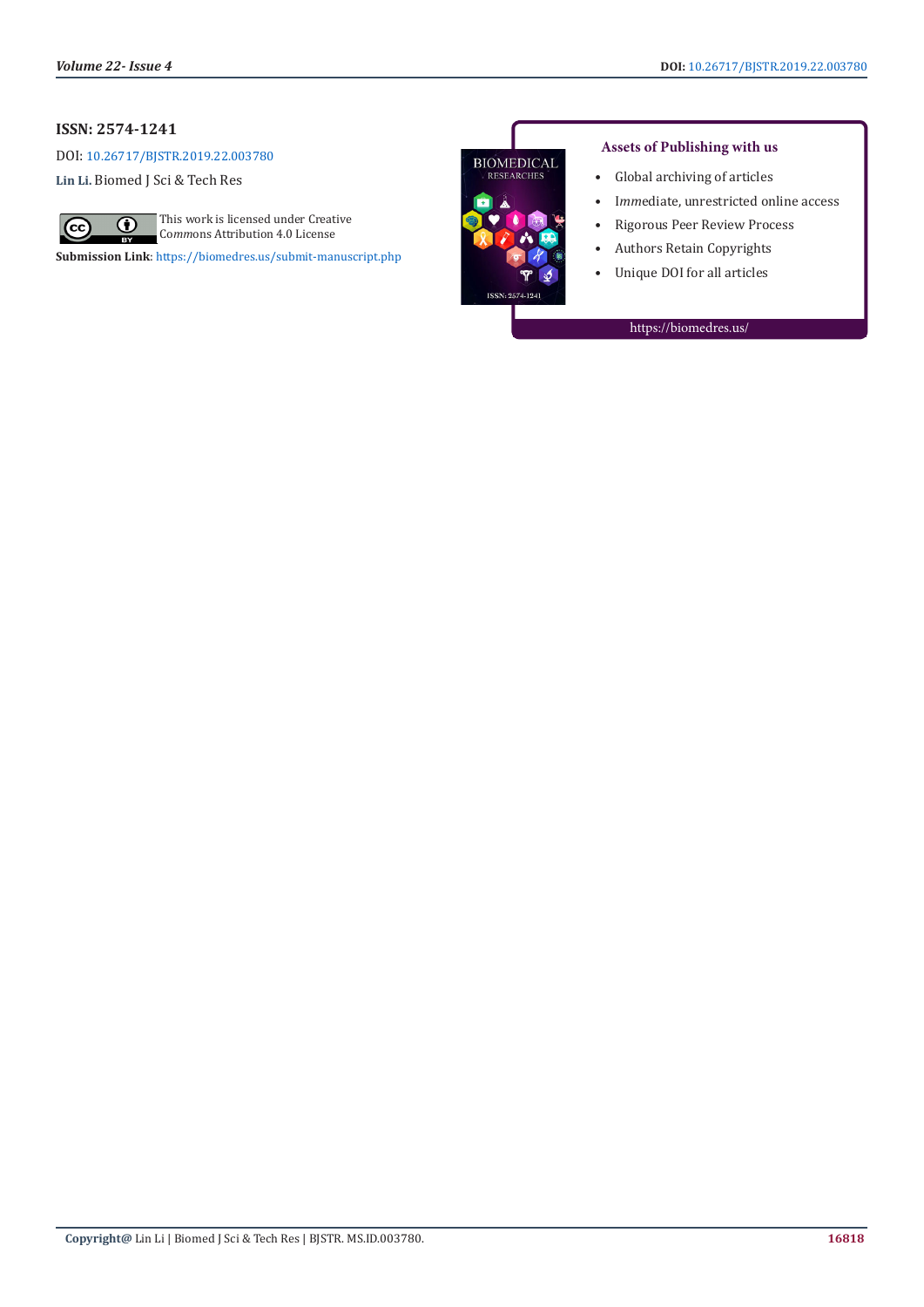**ISSN: 2574-1241**

DOI: 10.26717/BJSTR.2019.22.003780

**Lin Li.** Biomed J Sci & Tech Res

This work is licensed under Creative Commons Attribution 4.0 License

**Submission Link**: https://biomedres.us/submit-manuscript.php

### Assets of Publishing with us

- Global archiving of articles
- Immediate, unrestricted online access
- Rigorous Peer Review Process
- Authors Retain Copyrights
- Unique DOI for all articles

https://biomedres.us/